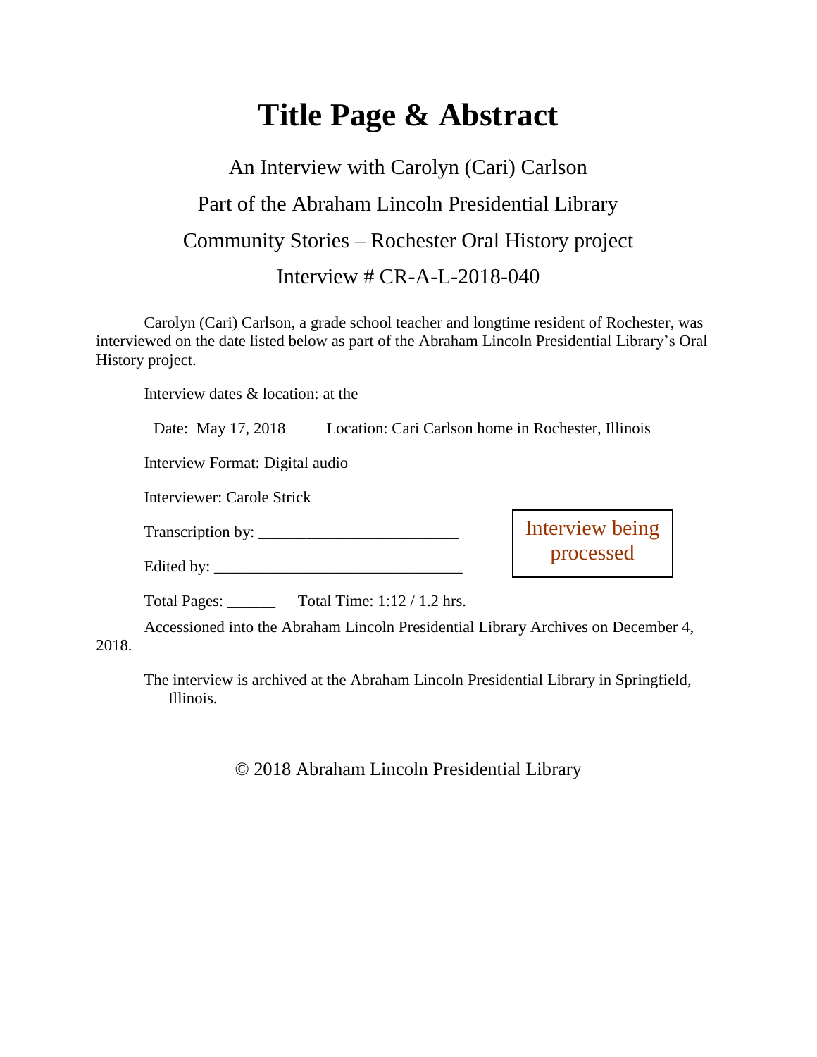# Title Page & Abstract

An Interview with Carolyn (Cari) Carlson

Part of the Abraham Lincoln Presidential Library

Community Stories – Rochester Oral History project

Interview # CR-A-L-2018-040

Carolyn (Cari) Carlson, a grade school teacher and longtime resident of Rochester, was interviewed on the date listed below as part of the Abraham Lincoln Presidential Library's Oral History project.

Interview dates & location: at the

Date: May 17, 2018  Location: Cari Carlson home in Rochester, Illinois

Interview Format: Digital audio

Interviewer: Carole Strick

Transcription by: ________________________

Edited by: ______________________________

Interview being processed

Total Pages: ______  Total Time: 1:12 / 1.2 hrs.

Accessioned into the Abraham Lincoln Presidential Library Archives on December 4, 2018.

The interview is archived at the Abraham Lincoln Presidential Library in Springfield, Illinois.

© 2018 Abraham Lincoln Presidential Library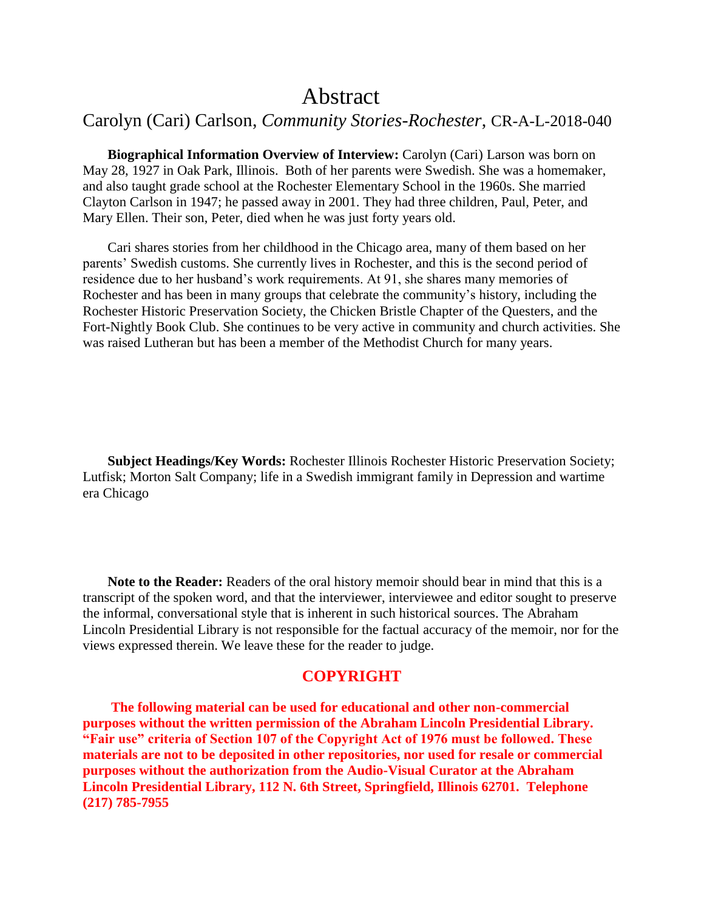# Abstract

## Carolyn (Cari) Carlson, *Community Stories-Rochester*, CR-A-L-2018-040

**Biographical Information Overview of Interview:** Carolyn (Cari) Larson was born on May 28, 1927 in Oak Park, Illinois. Both of her parents were Swedish. She was a homemaker, and also taught grade school at the Rochester Elementary School in the 1960s. She married Clayton Carlson in 1947; he passed away in 2001. They had three children, Paul, Peter, and Mary Ellen. Their son, Peter, died when he was just forty years old.

Cari shares stories from her childhood in the Chicago area, many of them based on her parents' Swedish customs. She currently lives in Rochester, and this is the second period of residence due to her husband's work requirements. At 91, she shares many memories of Rochester and has been in many groups that celebrate the community's history, including the Rochester Historic Preservation Society, the Chicken Bristle Chapter of the Questers, and the Fort-Nightly Book Club. She continues to be very active in community and church activities. She was raised Lutheran but has been a member of the Methodist Church for many years.

**Subject Headings/Key Words:** Rochester Illinois Rochester Historic Preservation Society; Lutfisk; Morton Salt Company; life in a Swedish immigrant family in Depression and wartime era Chicago

**Note to the Reader:** Readers of the oral history memoir should bear in mind that this is a transcript of the spoken word, and that the interviewer, interviewee and editor sought to preserve the informal, conversational style that is inherent in such historical sources. The Abraham Lincoln Presidential Library is not responsible for the factual accuracy of the memoir, nor for the views expressed therein. We leave these for the reader to judge.

## COPYRIGHT

**The following material can be used for educational and other non-commercial purposes without the written permission of the Abraham Lincoln Presidential Library. "Fair use" criteria of Section 107 of the Copyright Act of 1976 must be followed. These materials are not to be deposited in other repositories, nor used for resale or commercial purposes without the authorization from the Audio-Visual Curator at the Abraham Lincoln Presidential Library, 112 N. 6th Street, Springfield, Illinois 62701. Telephone (217) 785-7955**